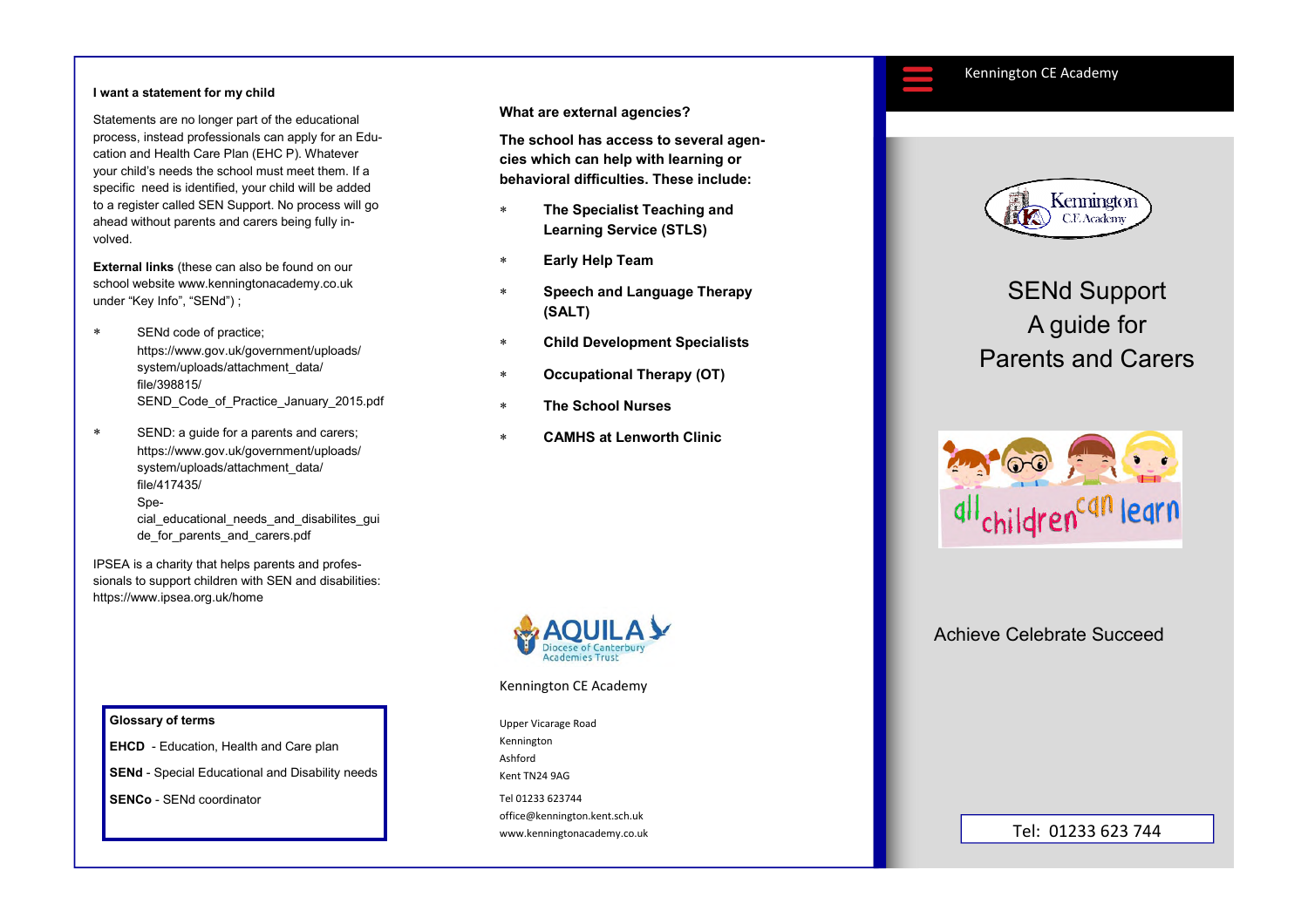**I want a statement for my child**

Statements are no longer part of the educational process, instead professionals can apply for an Education and Health Care Plan (EHC P). Whatever your child's needs the school must meet them. If a specific need is identified, your child will be added to a register called SEN Support. No process will go ahead without parents and carers being fully involved.

**External links** (these can also be found on our school website www.kenningtonacademy.co.uk under "Key Info", "SENd") ;

- SENd code of practice; https://www.gov.uk/government/uploads/system/uploads/attachment_data/file/398815/SEND_Code_of_Practice_January_2015.pdf
- SEND: a guide for a parents and carers; https://www.gov.uk/government/uploads/system/uploads/attachment_data/file/417435/Special_educational_needs_and_disabilites_guide_for_parents_and_carers.pdf

IPSEA is a charity that helps parents and professionals to support children with SEN and disabilities: https://www.ipsea.org.uk/home

**Glossary of terms**

**EHCD** - Education, Health and Care plan

**SENd** - Special Educational and Disability needs

**SENCo** - SENd coordinator

**What are external agencies?**

**The school has access to several agencies which can help with learning or behavioral difficulties. These include:**

- **The Specialist Teaching and Learning Service (STLS)**
- **Early Help Team**
- **Speech and Language Therapy (SALT)**
- **Child Development Specialists**
- **Occupational Therapy (OT)**
- **The School Nurses**
- **CAMHS at Lenworth Clinic**

AQUILA Diocese of Canterbury Academies Trust

Kennington CE Academy

Upper Vicarage Road
Kennington
Ashford
Kent TN24 9AG

Tel 01233 623744
office@kennington.kent.sch.uk
www.kenningtonacademy.co.uk

Kennington CE Academy

Kennington C.E. Academy

# SENd Support A guide for Parents and Carers

all children can learn

Achieve Celebrate Succeed

Tel: 01233 623 744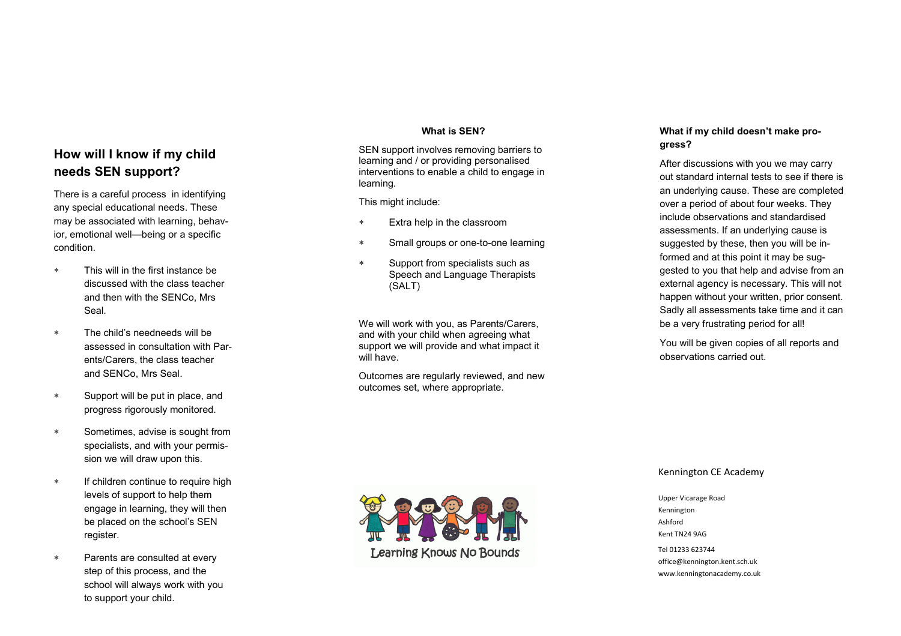## How will I know if my child needs SEN support?

There is a careful process in identifying any special educational needs. These may be associated with learning, behavior, emotional well—being or a specific condition.

- This will in the first instance be discussed with the class teacher and then with the SENCo, Mrs Seal.
- The child's needneeds will be assessed in consultation with Parents/Carers, the class teacher and SENCo, Mrs Seal.
- Support will be put in place, and progress rigorously monitored.
- Sometimes, advise is sought from specialists, and with your permission we will draw upon this.
- If children continue to require high levels of support to help them engage in learning, they will then be placed on the school's SEN register.
- Parents are consulted at every step of this process, and the school will always work with you to support your child.

**What is SEN?**

SEN support involves removing barriers to learning and / or providing personalised interventions to enable a child to engage in learning.

This might include:

- Extra help in the classroom
- Small groups or one-to-one learning
- Support from specialists such as Speech and Language Therapists (SALT)

We will work with you, as Parents/Carers, and with your child when agreeing what support we will provide and what impact it will have.

Outcomes are regularly reviewed, and new outcomes set, where appropriate.

Learning Knows No Bounds

**What if my child doesn't make progress?**

After discussions with you we may carry out standard internal tests to see if there is an underlying cause. These are completed over a period of about four weeks. They include observations and standardised assessments. If an underlying cause is suggested by these, then you will be informed and at this point it may be suggested to you that help and advise from an external agency is necessary. This will not happen without your written, prior consent. Sadly all assessments take time and it can be a very frustrating period for all!

You will be given copies of all reports and observations carried out.

Kennington CE Academy

Upper Vicarage Road
Kennington
Ashford
Kent TN24 9AG

Tel 01233 623744
office@kennington.kent.sch.uk
www.kenningtonacademy.co.uk